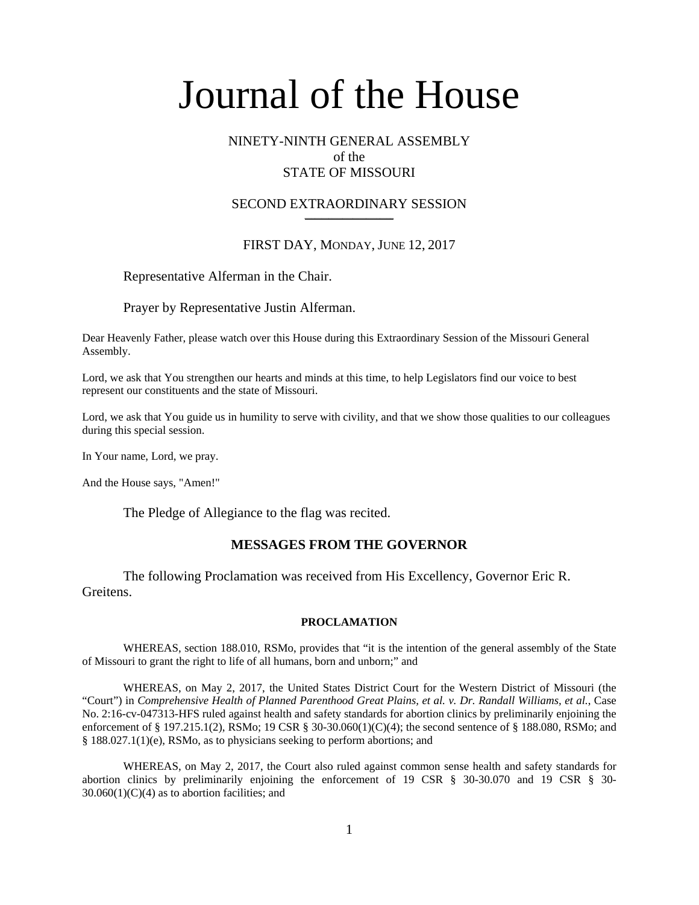# Journal of the House

NINETY-NINTH GENERAL ASSEMBLY
of the
STATE OF MISSOURI

SECOND EXTRAORDINARY SESSION

FIRST DAY, MONDAY, JUNE 12, 2017

Representative Alferman in the Chair.

Prayer by Representative Justin Alferman.

Dear Heavenly Father, please watch over this House during this Extraordinary Session of the Missouri General Assembly.

Lord, we ask that You strengthen our hearts and minds at this time, to help Legislators find our voice to best represent our constituents and the state of Missouri.

Lord, we ask that You guide us in humility to serve with civility, and that we show those qualities to our colleagues during this special session.

In Your name, Lord, we pray.

And the House says, "Amen!"

The Pledge of Allegiance to the flag was recited.

## MESSAGES FROM THE GOVERNOR

The following Proclamation was received from His Excellency, Governor Eric R. Greitens.

### PROCLAMATION

WHEREAS, section 188.010, RSMo, provides that "it is the intention of the general assembly of the State of Missouri to grant the right to life of all humans, born and unborn;" and

WHEREAS, on May 2, 2017, the United States District Court for the Western District of Missouri (the "Court") in *Comprehensive Health of Planned Parenthood Great Plains, et al. v. Dr. Randall Williams, et al.*, Case No. 2:16-cv-047313-HFS ruled against health and safety standards for abortion clinics by preliminarily enjoining the enforcement of § 197.215.1(2), RSMo; 19 CSR § 30-30.060(1)(C)(4); the second sentence of § 188.080, RSMo; and § 188.027.1(1)(e), RSMo, as to physicians seeking to perform abortions; and

WHEREAS, on May 2, 2017, the Court also ruled against common sense health and safety standards for abortion clinics by preliminarily enjoining the enforcement of 19 CSR § 30-30.070 and 19 CSR § 30-30.060(1)(C)(4) as to abortion facilities; and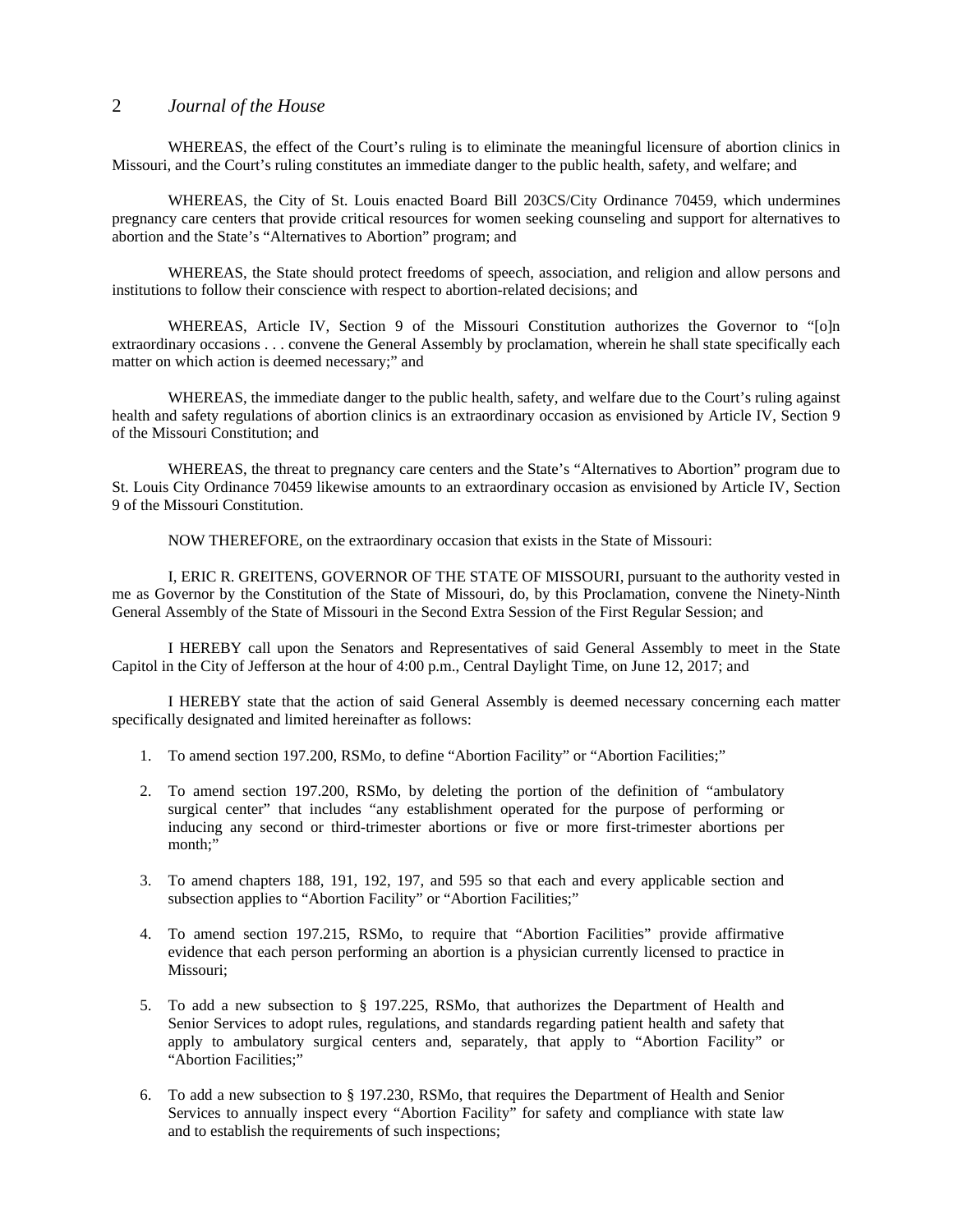WHEREAS, the effect of the Court's ruling is to eliminate the meaningful licensure of abortion clinics in Missouri, and the Court's ruling constitutes an immediate danger to the public health, safety, and welfare; and

WHEREAS, the City of St. Louis enacted Board Bill 203CS/City Ordinance 70459, which undermines pregnancy care centers that provide critical resources for women seeking counseling and support for alternatives to abortion and the State's "Alternatives to Abortion" program; and

WHEREAS, the State should protect freedoms of speech, association, and religion and allow persons and institutions to follow their conscience with respect to abortion-related decisions; and

WHEREAS, Article IV, Section 9 of the Missouri Constitution authorizes the Governor to "[o]n extraordinary occasions . . . convene the General Assembly by proclamation, wherein he shall state specifically each matter on which action is deemed necessary;" and

WHEREAS, the immediate danger to the public health, safety, and welfare due to the Court's ruling against health and safety regulations of abortion clinics is an extraordinary occasion as envisioned by Article IV, Section 9 of the Missouri Constitution; and

WHEREAS, the threat to pregnancy care centers and the State's "Alternatives to Abortion" program due to St. Louis City Ordinance 70459 likewise amounts to an extraordinary occasion as envisioned by Article IV, Section 9 of the Missouri Constitution.

NOW THEREFORE, on the extraordinary occasion that exists in the State of Missouri:

I, ERIC R. GREITENS, GOVERNOR OF THE STATE OF MISSOURI, pursuant to the authority vested in me as Governor by the Constitution of the State of Missouri, do, by this Proclamation, convene the Ninety-Ninth General Assembly of the State of Missouri in the Second Extra Session of the First Regular Session; and

I HEREBY call upon the Senators and Representatives of said General Assembly to meet in the State Capitol in the City of Jefferson at the hour of 4:00 p.m., Central Daylight Time, on June 12, 2017; and

I HEREBY state that the action of said General Assembly is deemed necessary concerning each matter specifically designated and limited hereinafter as follows:

1. To amend section 197.200, RSMo, to define "Abortion Facility" or "Abortion Facilities;"

2. To amend section 197.200, RSMo, by deleting the portion of the definition of "ambulatory surgical center" that includes "any establishment operated for the purpose of performing or inducing any second or third-trimester abortions or five or more first-trimester abortions per month;"

3. To amend chapters 188, 191, 192, 197, and 595 so that each and every applicable section and subsection applies to "Abortion Facility" or "Abortion Facilities;"

4. To amend section 197.215, RSMo, to require that "Abortion Facilities" provide affirmative evidence that each person performing an abortion is a physician currently licensed to practice in Missouri;

5. To add a new subsection to § 197.225, RSMo, that authorizes the Department of Health and Senior Services to adopt rules, regulations, and standards regarding patient health and safety that apply to ambulatory surgical centers and, separately, that apply to "Abortion Facility" or "Abortion Facilities;"

6. To add a new subsection to § 197.230, RSMo, that requires the Department of Health and Senior Services to annually inspect every "Abortion Facility" for safety and compliance with state law and to establish the requirements of such inspections;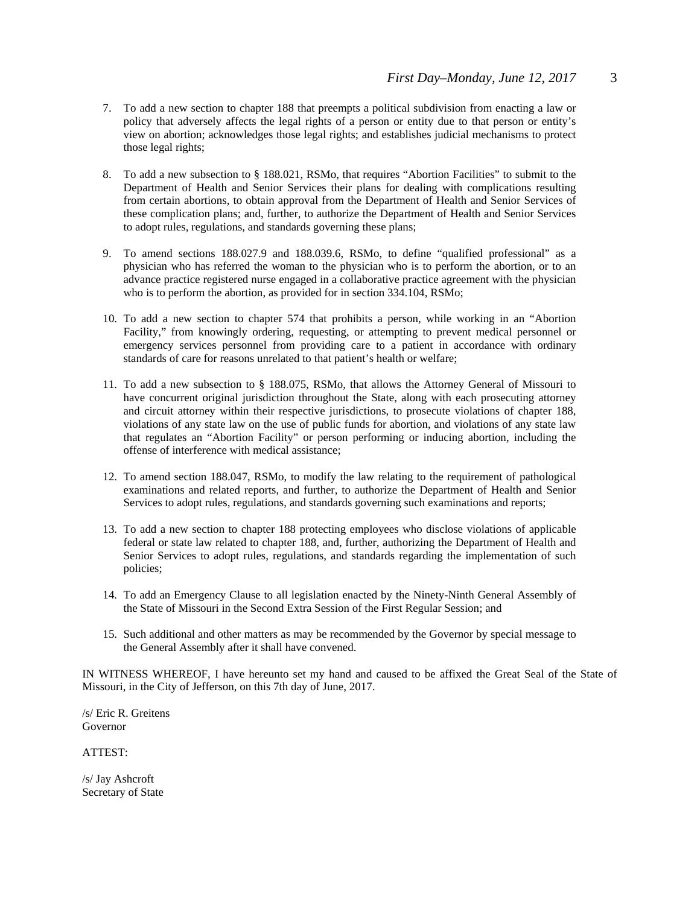7. To add a new section to chapter 188 that preempts a political subdivision from enacting a law or policy that adversely affects the legal rights of a person or entity due to that person or entity's view on abortion; acknowledges those legal rights; and establishes judicial mechanisms to protect those legal rights;

8. To add a new subsection to § 188.021, RSMo, that requires "Abortion Facilities" to submit to the Department of Health and Senior Services their plans for dealing with complications resulting from certain abortions, to obtain approval from the Department of Health and Senior Services of these complication plans; and, further, to authorize the Department of Health and Senior Services to adopt rules, regulations, and standards governing these plans;

9. To amend sections 188.027.9 and 188.039.6, RSMo, to define "qualified professional" as a physician who has referred the woman to the physician who is to perform the abortion, or to an advance practice registered nurse engaged in a collaborative practice agreement with the physician who is to perform the abortion, as provided for in section 334.104, RSMo;

10. To add a new section to chapter 574 that prohibits a person, while working in an "Abortion Facility," from knowingly ordering, requesting, or attempting to prevent medical personnel or emergency services personnel from providing care to a patient in accordance with ordinary standards of care for reasons unrelated to that patient's health or welfare;

11. To add a new subsection to § 188.075, RSMo, that allows the Attorney General of Missouri to have concurrent original jurisdiction throughout the State, along with each prosecuting attorney and circuit attorney within their respective jurisdictions, to prosecute violations of chapter 188, violations of any state law on the use of public funds for abortion, and violations of any state law that regulates an "Abortion Facility" or person performing or inducing abortion, including the offense of interference with medical assistance;

12. To amend section 188.047, RSMo, to modify the law relating to the requirement of pathological examinations and related reports, and further, to authorize the Department of Health and Senior Services to adopt rules, regulations, and standards governing such examinations and reports;

13. To add a new section to chapter 188 protecting employees who disclose violations of applicable federal or state law related to chapter 188, and, further, authorizing the Department of Health and Senior Services to adopt rules, regulations, and standards regarding the implementation of such policies;

14. To add an Emergency Clause to all legislation enacted by the Ninety-Ninth General Assembly of the State of Missouri in the Second Extra Session of the First Regular Session; and

15. Such additional and other matters as may be recommended by the Governor by special message to the General Assembly after it shall have convened.

IN WITNESS WHEREOF, I have hereunto set my hand and caused to be affixed the Great Seal of the State of Missouri, in the City of Jefferson, on this 7th day of June, 2017.

/s/ Eric R. Greitens
Governor

ATTEST:

/s/ Jay Ashcroft
Secretary of State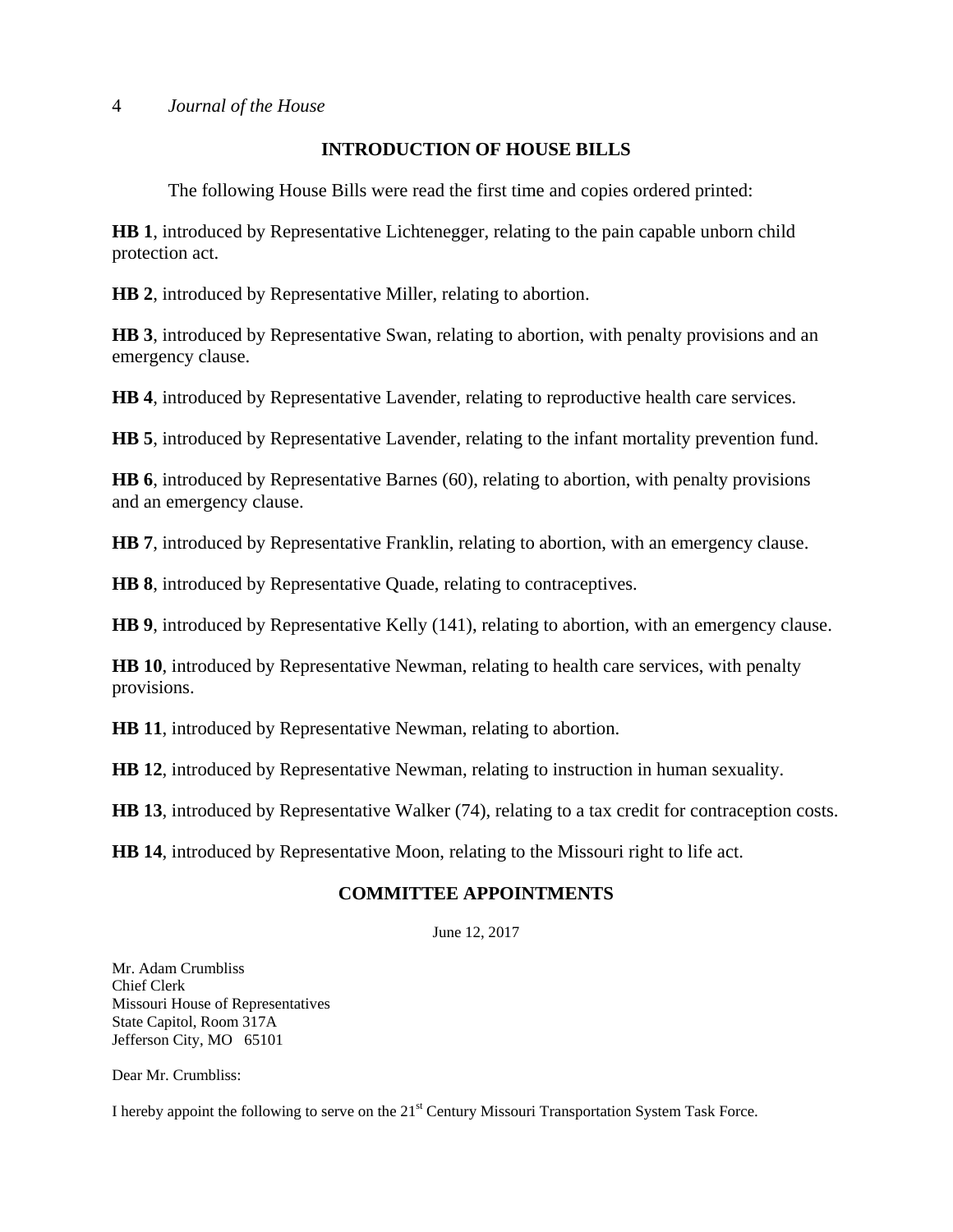## INTRODUCTION OF HOUSE BILLS

The following House Bills were read the first time and copies ordered printed:

**HB 1**, introduced by Representative Lichtenegger, relating to the pain capable unborn child protection act.

**HB 2**, introduced by Representative Miller, relating to abortion.

**HB 3**, introduced by Representative Swan, relating to abortion, with penalty provisions and an emergency clause.

**HB 4**, introduced by Representative Lavender, relating to reproductive health care services.

**HB 5**, introduced by Representative Lavender, relating to the infant mortality prevention fund.

**HB 6**, introduced by Representative Barnes (60), relating to abortion, with penalty provisions and an emergency clause.

**HB 7**, introduced by Representative Franklin, relating to abortion, with an emergency clause.

**HB 8**, introduced by Representative Quade, relating to contraceptives.

**HB 9**, introduced by Representative Kelly (141), relating to abortion, with an emergency clause.

**HB 10**, introduced by Representative Newman, relating to health care services, with penalty provisions.

**HB 11**, introduced by Representative Newman, relating to abortion.

**HB 12**, introduced by Representative Newman, relating to instruction in human sexuality.

**HB 13**, introduced by Representative Walker (74), relating to a tax credit for contraception costs.

**HB 14**, introduced by Representative Moon, relating to the Missouri right to life act.

## COMMITTEE APPOINTMENTS

June 12, 2017

Mr. Adam Crumbliss
Chief Clerk
Missouri House of Representatives
State Capitol, Room 317A
Jefferson City, MO 65101

Dear Mr. Crumbliss:

I hereby appoint the following to serve on the 21st Century Missouri Transportation System Task Force.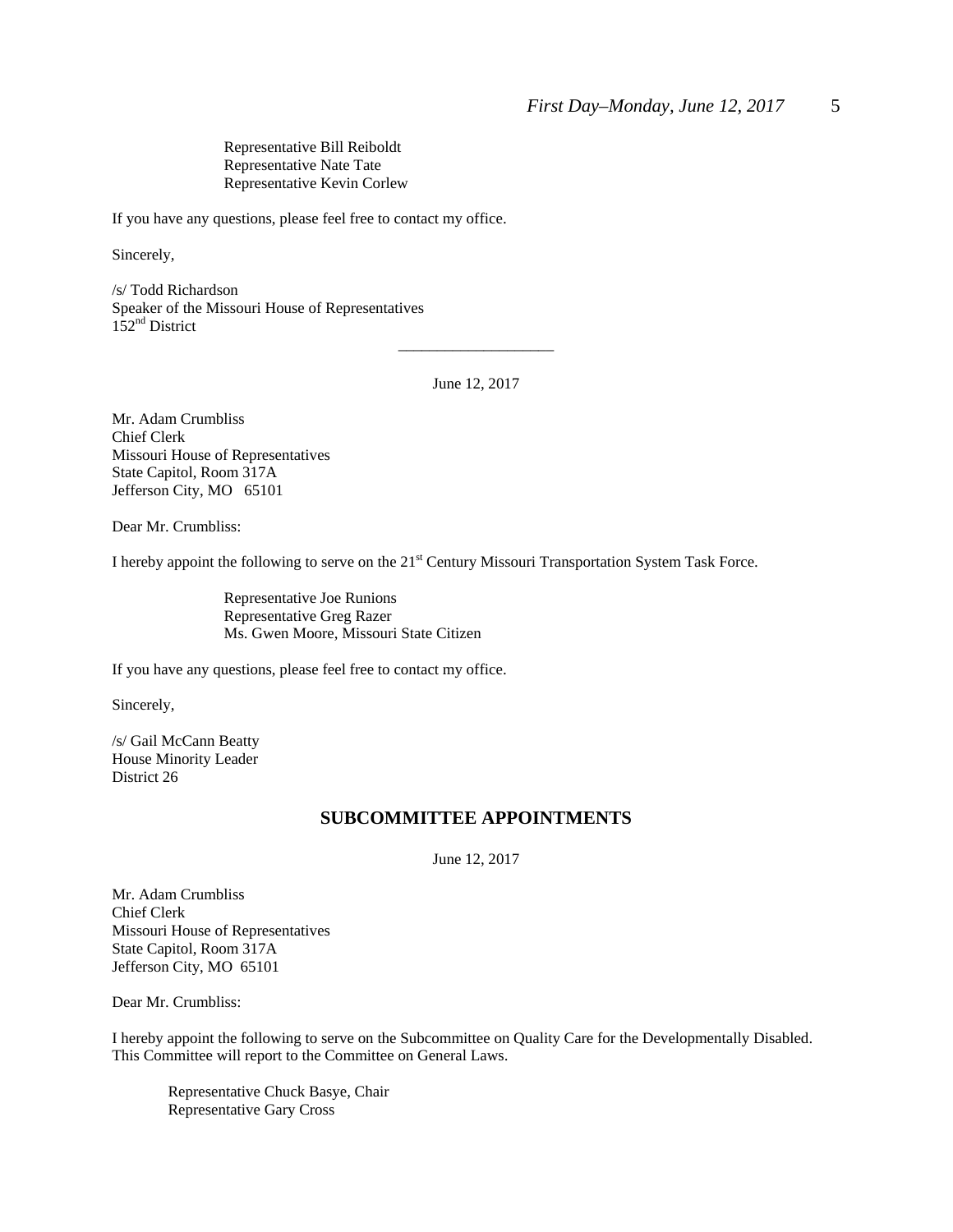Representative Bill Reiboldt
Representative Nate Tate
Representative Kevin Corlew

If you have any questions, please feel free to contact my office.

Sincerely,

/s/ Todd Richardson
Speaker of the Missouri House of Representatives
152nd District

---

June 12, 2017

Mr. Adam Crumbliss
Chief Clerk
Missouri House of Representatives
State Capitol, Room 317A
Jefferson City, MO 65101

Dear Mr. Crumbliss:

I hereby appoint the following to serve on the 21st Century Missouri Transportation System Task Force.

Representative Joe Runions
Representative Greg Razer
Ms. Gwen Moore, Missouri State Citizen

If you have any questions, please feel free to contact my office.

Sincerely,

/s/ Gail McCann Beatty
House Minority Leader
District 26

## SUBCOMMITTEE APPOINTMENTS

June 12, 2017

Mr. Adam Crumbliss
Chief Clerk
Missouri House of Representatives
State Capitol, Room 317A
Jefferson City, MO 65101

Dear Mr. Crumbliss:

I hereby appoint the following to serve on the Subcommittee on Quality Care for the Developmentally Disabled. This Committee will report to the Committee on General Laws.

Representative Chuck Basye, Chair
Representative Gary Cross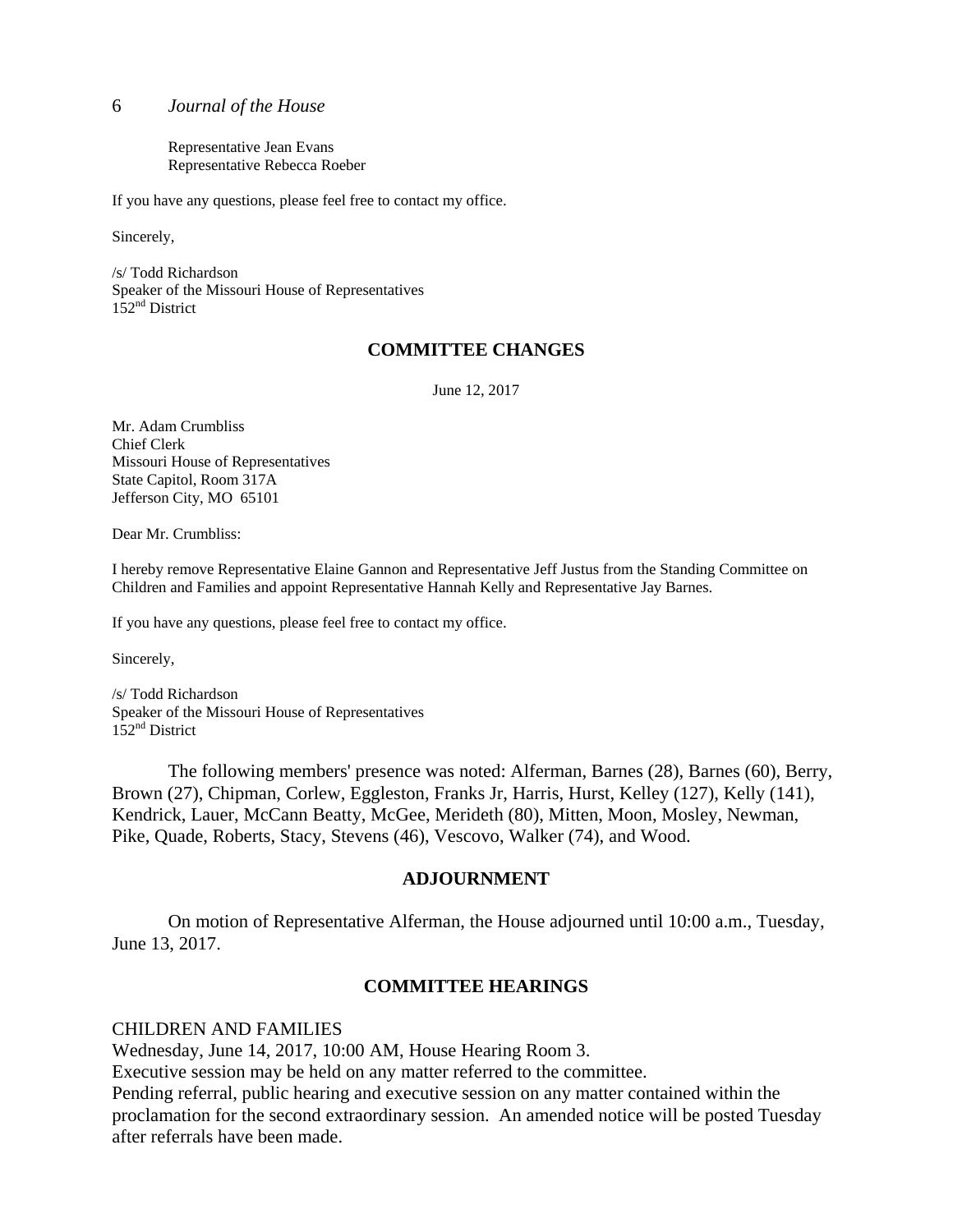Representative Jean Evans
Representative Rebecca Roeber

If you have any questions, please feel free to contact my office.

Sincerely,

/s/ Todd Richardson
Speaker of the Missouri House of Representatives
152nd District

## COMMITTEE CHANGES

June 12, 2017

Mr. Adam Crumbliss
Chief Clerk
Missouri House of Representatives
State Capitol, Room 317A
Jefferson City, MO 65101

Dear Mr. Crumbliss:

I hereby remove Representative Elaine Gannon and Representative Jeff Justus from the Standing Committee on Children and Families and appoint Representative Hannah Kelly and Representative Jay Barnes.

If you have any questions, please feel free to contact my office.

Sincerely,

/s/ Todd Richardson
Speaker of the Missouri House of Representatives
152nd District

The following members' presence was noted: Alferman, Barnes (28), Barnes (60), Berry, Brown (27), Chipman, Corlew, Eggleston, Franks Jr, Harris, Hurst, Kelley (127), Kelly (141), Kendrick, Lauer, McCann Beatty, McGee, Merideth (80), Mitten, Moon, Mosley, Newman, Pike, Quade, Roberts, Stacy, Stevens (46), Vescovo, Walker (74), and Wood.

## ADJOURNMENT

On motion of Representative Alferman, the House adjourned until 10:00 a.m., Tuesday, June 13, 2017.

## COMMITTEE HEARINGS

CHILDREN AND FAMILIES
Wednesday, June 14, 2017, 10:00 AM, House Hearing Room 3.
Executive session may be held on any matter referred to the committee.
Pending referral, public hearing and executive session on any matter contained within the proclamation for the second extraordinary session. An amended notice will be posted Tuesday after referrals have been made.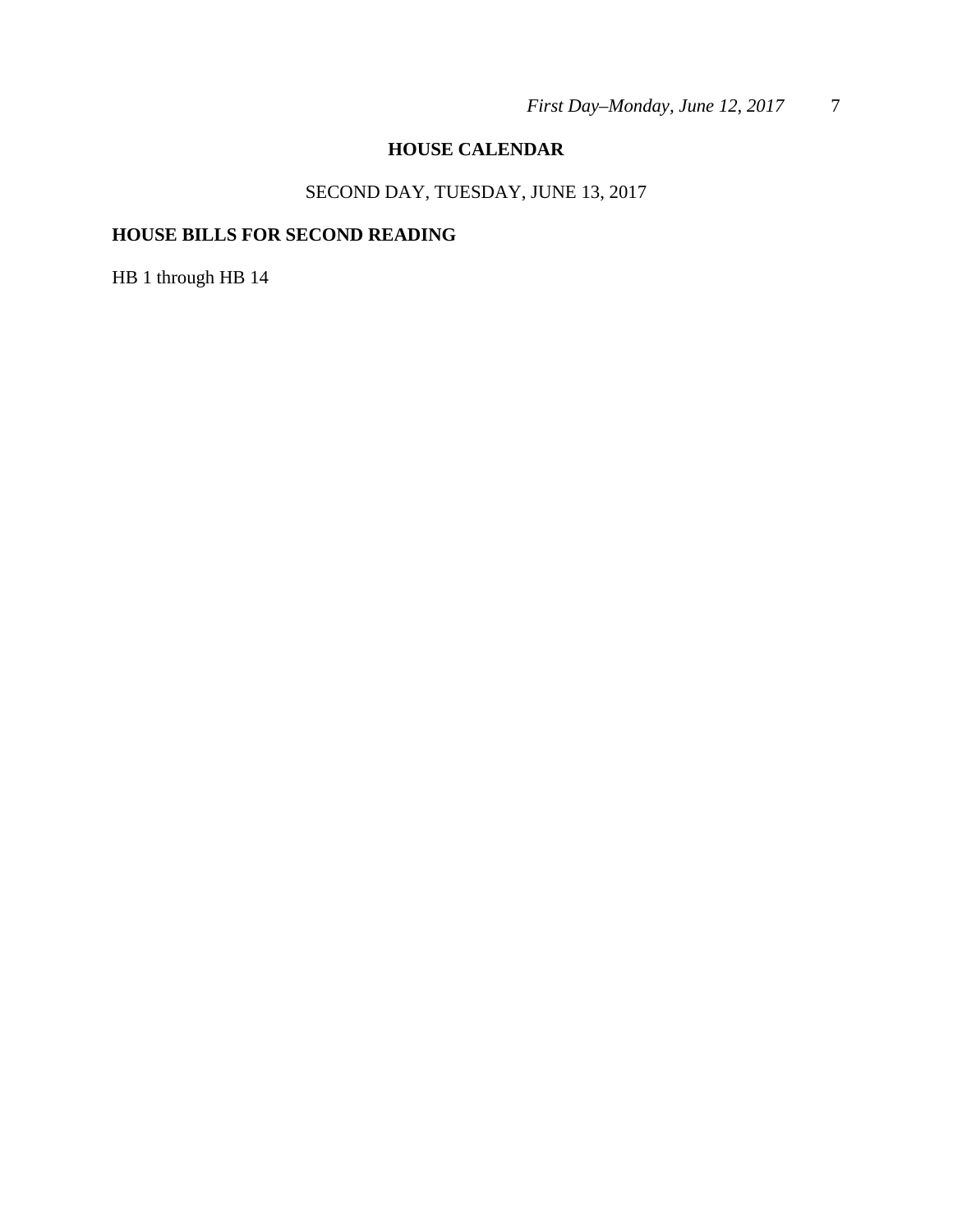## HOUSE CALENDAR

SECOND DAY, TUESDAY, JUNE 13, 2017

### HOUSE BILLS FOR SECOND READING

HB 1 through HB 14